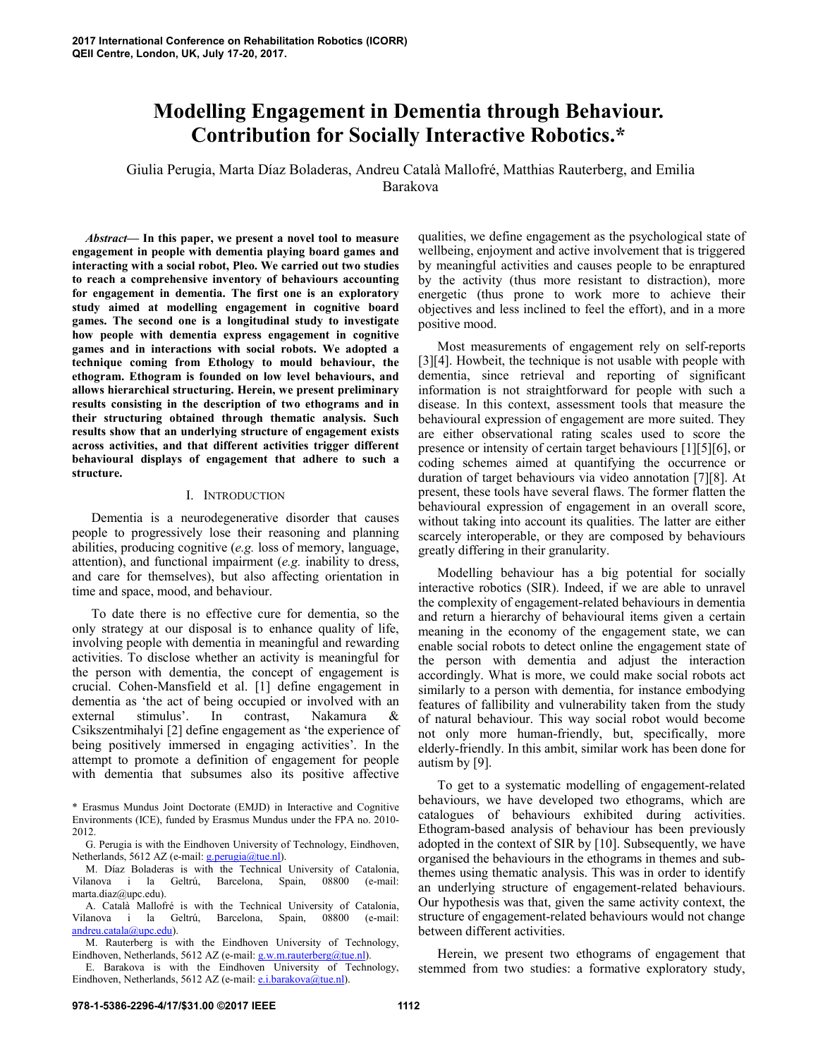# Modelling Engagement in Dementia through Behaviour. Contribution for Socially Interactive Robotics.*

Giulia Perugia, Marta Díaz Boladeras, Andreu Català Mallofré, Matthias Rauterberg, and Emilia Barakova

***Abstract*— In this paper, we present a novel tool to measure engagement in people with dementia playing board games and interacting with a social robot, Pleo. We carried out two studies to reach a comprehensive inventory of behaviours accounting for engagement in dementia. The first one is an exploratory study aimed at modelling engagement in cognitive board games. The second one is a longitudinal study to investigate how people with dementia express engagement in cognitive games and in interactions with social robots. We adopted a technique coming from Ethology to mould behaviour, the ethogram. Ethogram is founded on low level behaviours, and allows hierarchical structuring. Herein, we present preliminary results consisting in the description of two ethograms and in their structuring obtained through thematic analysis. Such results show that an underlying structure of engagement exists across activities, and that different activities trigger different behavioural displays of engagement that adhere to such a structure.**

## I. Introduction

Dementia is a neurodegenerative disorder that causes people to progressively lose their reasoning and planning abilities, producing cognitive (*e.g.* loss of memory, language, attention), and functional impairment (*e.g.* inability to dress, and care for themselves), but also affecting orientation in time and space, mood, and behaviour.

To date there is no effective cure for dementia, so the only strategy at our disposal is to enhance quality of life, involving people with dementia in meaningful and rewarding activities. To disclose whether an activity is meaningful for the person with dementia, the concept of engagement is crucial. Cohen-Mansfield et al. [1] define engagement in dementia as 'the act of being occupied or involved with an external stimulus'. In contrast, Nakamura & Csikszentmihalyi [2] define engagement as 'the experience of being positively immersed in engaging activities'. In the attempt to promote a definition of engagement for people with dementia that subsumes also its positive affective qualities, we define engagement as the psychological state of wellbeing, enjoyment and active involvement that is triggered by meaningful activities and causes people to be enraptured by the activity (thus more resistant to distraction), more energetic (thus prone to work more to achieve their objectives and less inclined to feel the effort), and in a more positive mood.

Most measurements of engagement rely on self-reports [3][4]. Howbeit, the technique is not usable with people with dementia, since retrieval and reporting of significant information is not straightforward for people with such a disease. In this context, assessment tools that measure the behavioural expression of engagement are more suited. They are either observational rating scales used to score the presence or intensity of certain target behaviours [1][5][6], or coding schemes aimed at quantifying the occurrence or duration of target behaviours via video annotation [7][8]. At present, these tools have several flaws. The former flatten the behavioural expression of engagement in an overall score, without taking into account its qualities. The latter are either scarcely interoperable, or they are composed by behaviours greatly differing in their granularity.

Modelling behaviour has a big potential for socially interactive robotics (SIR). Indeed, if we are able to unravel the complexity of engagement-related behaviours in dementia and return a hierarchy of behavioural items given a certain meaning in the economy of the engagement state, we can enable social robots to detect online the engagement state of the person with dementia and adjust the interaction accordingly. What is more, we could make social robots act similarly to a person with dementia, for instance embodying features of fallibility and vulnerability taken from the study of natural behaviour. This way social robot would become not only more human-friendly, but, specifically, more elderly-friendly. In this ambit, similar work has been done for autism by [9].

To get to a systematic modelling of engagement-related behaviours, we have developed two ethograms, which are catalogues of behaviours exhibited during activities. Ethogram-based analysis of behaviour has been previously adopted in the context of SIR by [10]. Subsequently, we have organised the behaviours in the ethograms in themes and sub-themes using thematic analysis. This was in order to identify an underlying structure of engagement-related behaviours. Our hypothesis was that, given the same activity context, the structure of engagement-related behaviours would not change between different activities.

Herein, we present two ethograms of engagement that stemmed from two studies: a formative exploratory study,

\* Erasmus Mundus Joint Doctorate (EMJD) in Interactive and Cognitive Environments (ICE), funded by Erasmus Mundus under the FPA no. 2010-2012.

G. Perugia is with the Eindhoven University of Technology, Eindhoven, Netherlands, 5612 AZ (e-mail: g.perugia@tue.nl).

M. Díaz Boladeras is with the Technical University of Catalonia, Vilanova i la Geltrú, Barcelona, Spain, 08800 (e-mail: marta.diaz@upc.edu).

A. Català Mallofré is with the Technical University of Catalonia, Vilanova i la Geltrú, Barcelona, Spain, 08800 (e-mail: andreu.catala@upc.edu).

M. Rauterberg is with the Eindhoven University of Technology, Eindhoven, Netherlands, 5612 AZ (e-mail: g.w.m.rauterberg@tue.nl).

E. Barakova is with the Eindhoven University of Technology, Eindhoven, Netherlands, 5612 AZ (e-mail: e.i.barakova@tue.nl).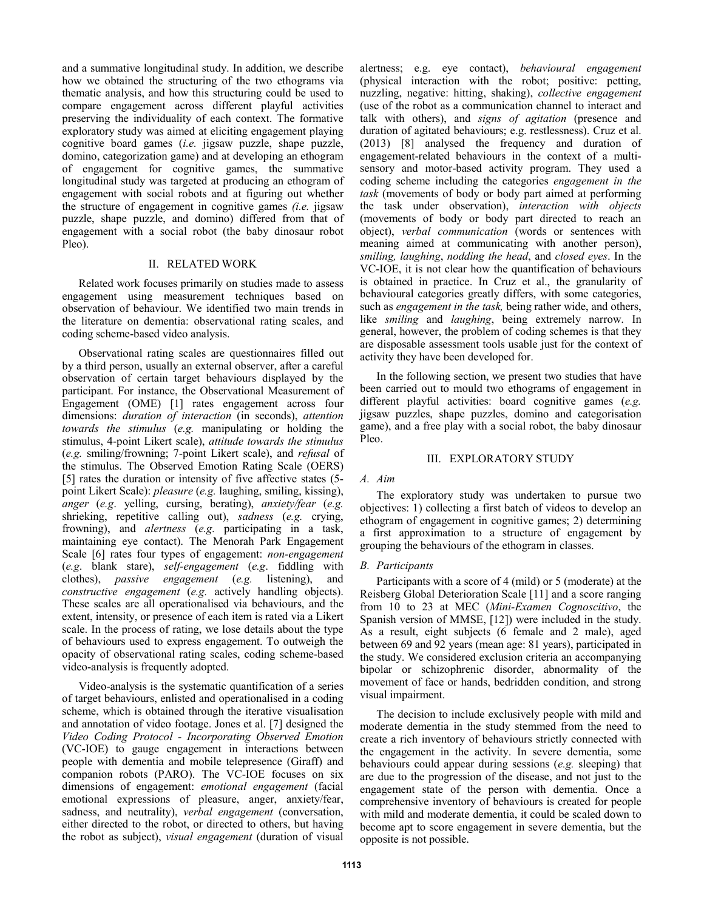and a summative longitudinal study. In addition, we describe how we obtained the structuring of the two ethograms via thematic analysis, and how this structuring could be used to compare engagement across different playful activities preserving the individuality of each context. The formative exploratory study was aimed at eliciting engagement playing cognitive board games (*i.e.* jigsaw puzzle, shape puzzle, domino, categorization game) and at developing an ethogram of engagement for cognitive games, the summative longitudinal study was targeted at producing an ethogram of engagement with social robots and at figuring out whether the structure of engagement in cognitive games *(i.e.* jigsaw puzzle, shape puzzle, and domino) differed from that of engagement with a social robot (the baby dinosaur robot Pleo).

## II. RELATED WORK

Related work focuses primarily on studies made to assess engagement using measurement techniques based on observation of behaviour. We identified two main trends in the literature on dementia: observational rating scales, and coding scheme-based video analysis.

Observational rating scales are questionnaires filled out by a third person, usually an external observer, after a careful observation of certain target behaviours displayed by the participant. For instance, the Observational Measurement of Engagement (OME) [1] rates engagement across four dimensions: *duration of interaction* (in seconds), *attention towards the stimulus* (*e.g.* manipulating or holding the stimulus, 4-point Likert scale), *attitude towards the stimulus* (*e.g.* smiling/frowning; 7-point Likert scale), and *refusal* of the stimulus. The Observed Emotion Rating Scale (OERS) [5] rates the duration or intensity of five affective states (5-point Likert Scale): *pleasure* (*e.g.* laughing, smiling, kissing), *anger* (*e.g*. yelling, cursing, berating), *anxiety/fear* (*e.g.* shrieking, repetitive calling out), *sadness* (*e.g.* crying, frowning), and *alertness* (*e.g.* participating in a task, maintaining eye contact). The Menorah Park Engagement Scale [6] rates four types of engagement: *non-engagement* (*e.g*. blank stare), *self-engagement* (*e.g*. fiddling with clothes), *passive engagement* (*e.g.* listening), and *constructive engagement* (*e.g.* actively handling objects). These scales are all operationalised via behaviours, and the extent, intensity, or presence of each item is rated via a Likert scale. In the process of rating, we lose details about the type of behaviours used to express engagement. To outweigh the opacity of observational rating scales, coding scheme-based video-analysis is frequently adopted.

Video-analysis is the systematic quantification of a series of target behaviours, enlisted and operationalised in a coding scheme, which is obtained through the iterative visualisation and annotation of video footage. Jones et al. [7] designed the *Video Coding Protocol - Incorporating Observed Emotion* (VC-IOE) to gauge engagement in interactions between people with dementia and mobile telepresence (Giraff) and companion robots (PARO). The VC-IOE focuses on six dimensions of engagement: *emotional engagement* (facial emotional expressions of pleasure, anger, anxiety/fear, sadness, and neutrality), *verbal engagement* (conversation, either directed to the robot, or directed to others, but having the robot as subject), *visual engagement* (duration of visual alertness; e.g. eye contact), *behavioural engagement* (physical interaction with the robot; positive: petting, nuzzling, negative: hitting, shaking), *collective engagement* (use of the robot as a communication channel to interact and talk with others), and *signs of agitation* (presence and duration of agitated behaviours; e.g. restlessness). Cruz et al. (2013) [8] analysed the frequency and duration of engagement-related behaviours in the context of a multi-sensory and motor-based activity program. They used a coding scheme including the categories *engagement in the task* (movements of body or body part aimed at performing the task under observation), *interaction with objects* (movements of body or body part directed to reach an object), *verbal communication* (words or sentences with meaning aimed at communicating with another person), *smiling, laughing*, *nodding the head*, and *closed eyes*. In the VC-IOE, it is not clear how the quantification of behaviours is obtained in practice. In Cruz et al., the granularity of behavioural categories greatly differs, with some categories, such as *engagement in the task,* being rather wide, and others, like *smiling* and *laughing*, being extremely narrow. In general, however, the problem of coding schemes is that they are disposable assessment tools usable just for the context of activity they have been developed for.

In the following section, we present two studies that have been carried out to mould two ethograms of engagement in different playful activities: board cognitive games (*e.g.* jigsaw puzzles, shape puzzles, domino and categorisation game), and a free play with a social robot, the baby dinosaur Pleo.

## III. EXPLORATORY STUDY

### *A. Aim*

The exploratory study was undertaken to pursue two objectives: 1) collecting a first batch of videos to develop an ethogram of engagement in cognitive games; 2) determining a first approximation to a structure of engagement by grouping the behaviours of the ethogram in classes.

### *B. Participants*

Participants with a score of 4 (mild) or 5 (moderate) at the Reisberg Global Deterioration Scale [11] and a score ranging from 10 to 23 at MEC (*Mini-Examen Cognoscitivo*, the Spanish version of MMSE, [12]) were included in the study. As a result, eight subjects (6 female and 2 male), aged between 69 and 92 years (mean age: 81 years), participated in the study. We considered exclusion criteria an accompanying bipolar or schizophrenic disorder, abnormality of the movement of face or hands, bedridden condition, and strong visual impairment.

The decision to include exclusively people with mild and moderate dementia in the study stemmed from the need to create a rich inventory of behaviours strictly connected with the engagement in the activity. In severe dementia, some behaviours could appear during sessions (*e.g.* sleeping) that are due to the progression of the disease, and not just to the engagement state of the person with dementia. Once a comprehensive inventory of behaviours is created for people with mild and moderate dementia, it could be scaled down to become apt to score engagement in severe dementia, but the opposite is not possible.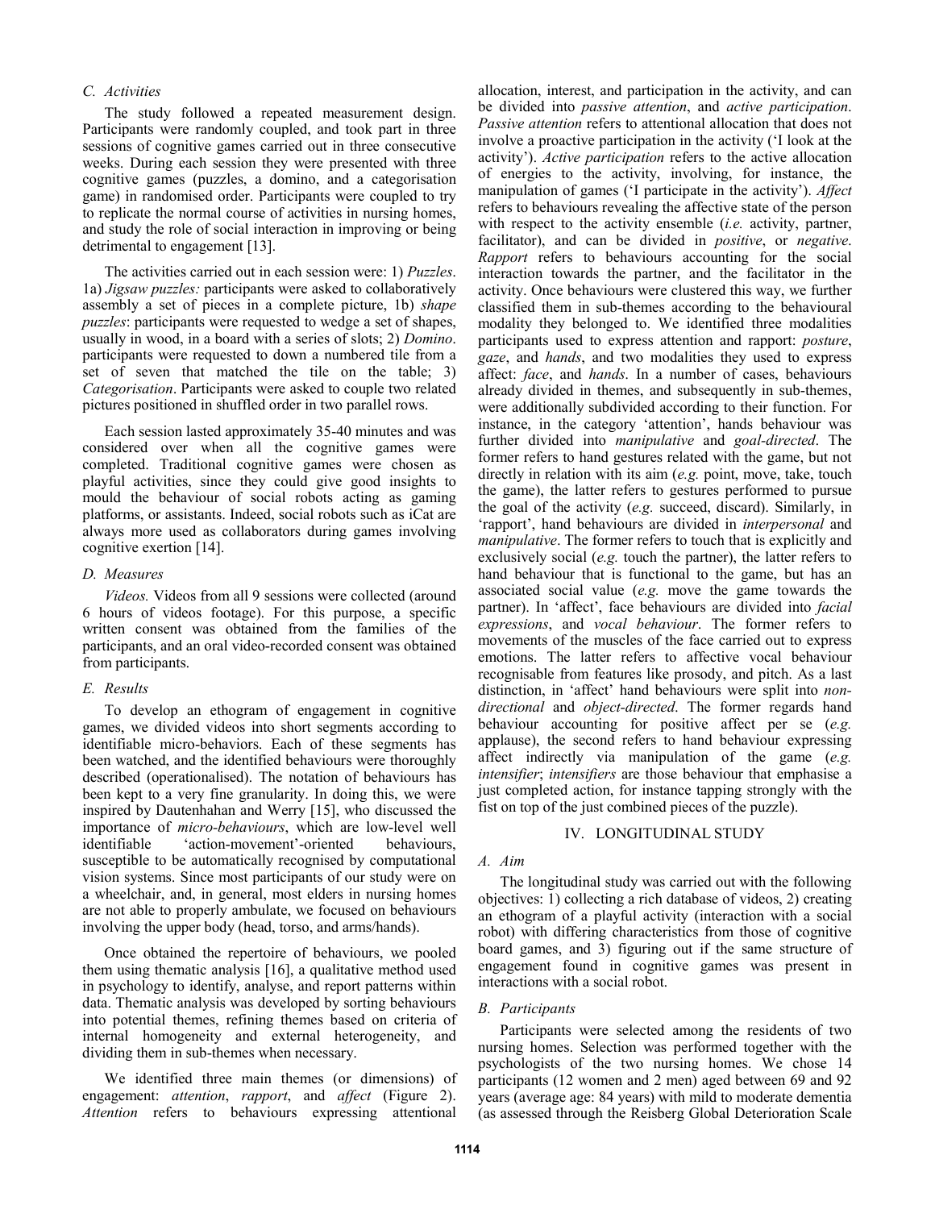### C. Activities

The study followed a repeated measurement design. Participants were randomly coupled, and took part in three sessions of cognitive games carried out in three consecutive weeks. During each session they were presented with three cognitive games (puzzles, a domino, and a categorisation game) in randomised order. Participants were coupled to try to replicate the normal course of activities in nursing homes, and study the role of social interaction in improving or being detrimental to engagement [13].

The activities carried out in each session were: 1) *Puzzles*. 1a) *Jigsaw puzzles:* participants were asked to collaboratively assembly a set of pieces in a complete picture, 1b) *shape puzzles*: participants were requested to wedge a set of shapes, usually in wood, in a board with a series of slots; 2) *Domino*. participants were requested to down a numbered tile from a set of seven that matched the tile on the table; 3) *Categorisation*. Participants were asked to couple two related pictures positioned in shuffled order in two parallel rows.

Each session lasted approximately 35-40 minutes and was considered over when all the cognitive games were completed. Traditional cognitive games were chosen as playful activities, since they could give good insights to mould the behaviour of social robots acting as gaming platforms, or assistants. Indeed, social robots such as iCat are always more used as collaborators during games involving cognitive exertion [14].

### D. Measures

*Videos.* Videos from all 9 sessions were collected (around 6 hours of videos footage). For this purpose, a specific written consent was obtained from the families of the participants, and an oral video-recorded consent was obtained from participants.

### E. Results

To develop an ethogram of engagement in cognitive games, we divided videos into short segments according to identifiable micro-behaviors. Each of these segments has been watched, and the identified behaviours were thoroughly described (operationalised). The notation of behaviours has been kept to a very fine granularity. In doing this, we were inspired by Dautenhahan and Werry [15], who discussed the importance of *micro-behaviours*, which are low-level well identifiable 'action-movement'-oriented behaviours, susceptible to be automatically recognised by computational vision systems. Since most participants of our study were on a wheelchair, and, in general, most elders in nursing homes are not able to properly ambulate, we focused on behaviours involving the upper body (head, torso, and arms/hands).

Once obtained the repertoire of behaviours, we pooled them using thematic analysis [16], a qualitative method used in psychology to identify, analyse, and report patterns within data. Thematic analysis was developed by sorting behaviours into potential themes, refining themes based on criteria of internal homogeneity and external heterogeneity, and dividing them in sub-themes when necessary.

We identified three main themes (or dimensions) of engagement: *attention*, *rapport*, and *affect* (Figure 2). *Attention* refers to behaviours expressing attentional allocation, interest, and participation in the activity, and can be divided into *passive attention*, and *active participation*. *Passive attention* refers to attentional allocation that does not involve a proactive participation in the activity ('I look at the activity'). *Active participation* refers to the active allocation of energies to the activity, involving, for instance, the manipulation of games ('I participate in the activity'). *Affect* refers to behaviours revealing the affective state of the person with respect to the activity ensemble (*i.e.* activity, partner, facilitator), and can be divided in *positive*, or *negative*. *Rapport* refers to behaviours accounting for the social interaction towards the partner, and the facilitator in the activity. Once behaviours were clustered this way, we further classified them in sub-themes according to the behavioural modality they belonged to. We identified three modalities participants used to express attention and rapport: *posture*, *gaze*, and *hands*, and two modalities they used to express affect: *face*, and *hands*. In a number of cases, behaviours already divided in themes, and subsequently in sub-themes, were additionally subdivided according to their function. For instance, in the category 'attention', hands behaviour was further divided into *manipulative* and *goal-directed*. The former refers to hand gestures related with the game, but not directly in relation with its aim (*e.g.* point, move, take, touch the game), the latter refers to gestures performed to pursue the goal of the activity (*e.g.* succeed, discard). Similarly, in 'rapport', hand behaviours are divided in *interpersonal* and *manipulative*. The former refers to touch that is explicitly and exclusively social (*e.g.* touch the partner), the latter refers to hand behaviour that is functional to the game, but has an associated social value (*e.g.* move the game towards the partner). In 'affect', face behaviours are divided into *facial expressions*, and *vocal behaviour*. The former refers to movements of the muscles of the face carried out to express emotions. The latter refers to affective vocal behaviour recognisable from features like prosody, and pitch. As a last distinction, in 'affect' hand behaviours were split into *non-directional* and *object-directed*. The former regards hand behaviour accounting for positive affect per se (*e.g.* applause), the second refers to hand behaviour expressing affect indirectly via manipulation of the game (*e.g. intensifier*; *intensifiers* are those behaviour that emphasise a just completed action, for instance tapping strongly with the fist on top of the just combined pieces of the puzzle).

## IV. LONGITUDINAL STUDY

### A. Aim

The longitudinal study was carried out with the following objectives: 1) collecting a rich database of videos, 2) creating an ethogram of a playful activity (interaction with a social robot) with differing characteristics from those of cognitive board games, and 3) figuring out if the same structure of engagement found in cognitive games was present in interactions with a social robot.

### B. Participants

Participants were selected among the residents of two nursing homes. Selection was performed together with the psychologists of the two nursing homes. We chose 14 participants (12 women and 2 men) aged between 69 and 92 years (average age: 84 years) with mild to moderate dementia (as assessed through the Reisberg Global Deterioration Scale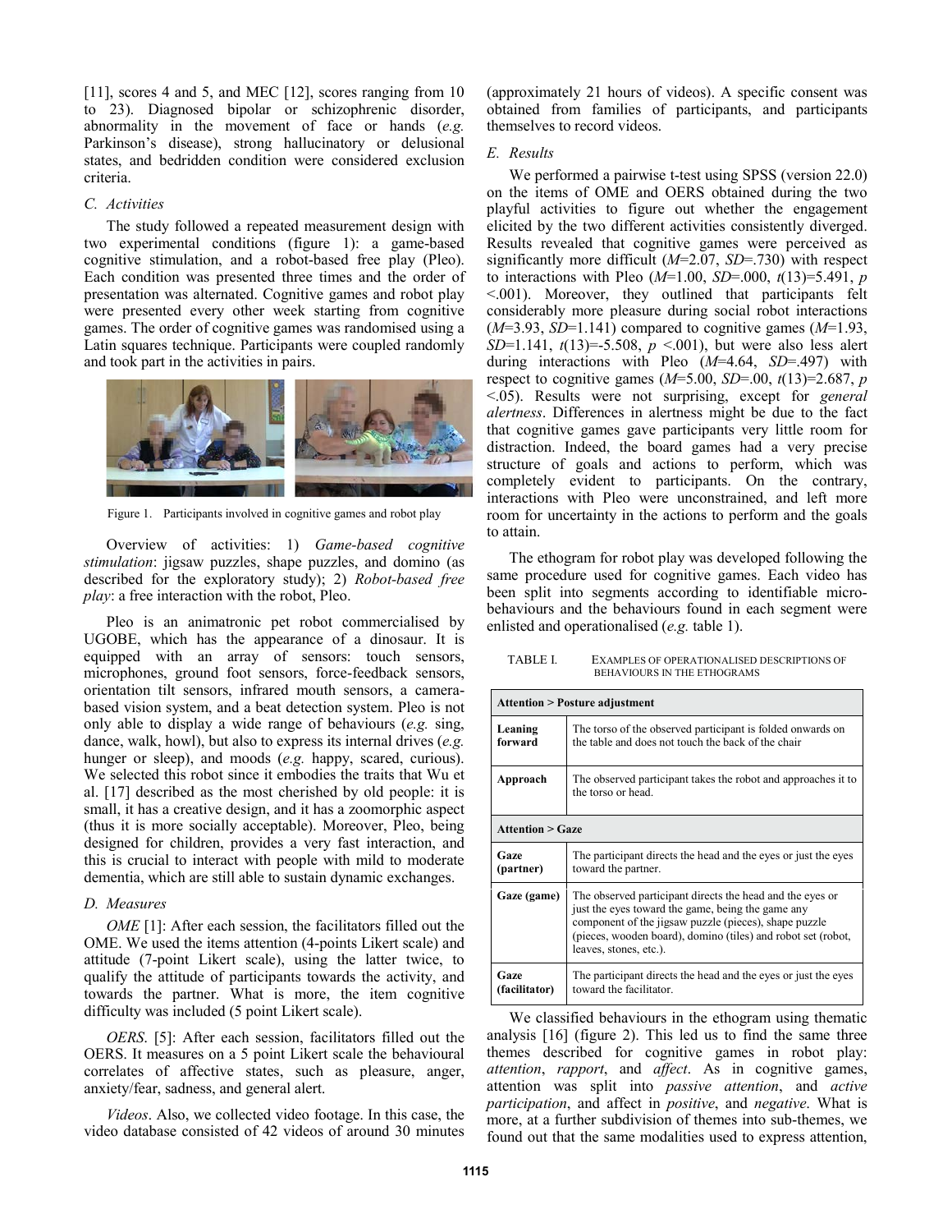[11], scores 4 and 5, and MEC [12], scores ranging from 10 to 23). Diagnosed bipolar or schizophrenic disorder, abnormality in the movement of face or hands (*e.g.* Parkinson's disease), strong hallucinatory or delusional states, and bedridden condition were considered exclusion criteria.

### C. Activities

The study followed a repeated measurement design with two experimental conditions (figure 1): a game-based cognitive stimulation, and a robot-based free play (Pleo). Each condition was presented three times and the order of presentation was alternated. Cognitive games and robot play were presented every other week starting from cognitive games. The order of cognitive games was randomised using a Latin squares technique. Participants were coupled randomly and took part in the activities in pairs.

Figure 1. Participants involved in cognitive games and robot play

Overview of activities: 1) *Game-based cognitive stimulation*: jigsaw puzzles, shape puzzles, and domino (as described for the exploratory study); 2) *Robot-based free play*: a free interaction with the robot, Pleo.

Pleo is an animatronic pet robot commercialised by UGOBE, which has the appearance of a dinosaur. It is equipped with an array of sensors: touch sensors, microphones, ground foot sensors, force-feedback sensors, orientation tilt sensors, infrared mouth sensors, a camera-based vision system, and a beat detection system. Pleo is not only able to display a wide range of behaviours (*e.g.* sing, dance, walk, howl), but also to express its internal drives (*e.g.* hunger or sleep), and moods (*e.g.* happy, scared, curious). We selected this robot since it embodies the traits that Wu et al. [17] described as the most cherished by old people: it is small, it has a creative design, and it has a zoomorphic aspect (thus it is more socially acceptable). Moreover, Pleo, being designed for children, provides a very fast interaction, and this is crucial to interact with people with mild to moderate dementia, which are still able to sustain dynamic exchanges.

### D. Measures

*OME* [1]: After each session, the facilitators filled out the OME. We used the items attention (4-points Likert scale) and attitude (7-point Likert scale), using the latter twice, to qualify the attitude of participants towards the activity, and towards the partner. What is more, the item cognitive difficulty was included (5 point Likert scale).

*OERS*. [5]: After each session, facilitators filled out the OERS. It measures on a 5 point Likert scale the behavioural correlates of affective states, such as pleasure, anger, anxiety/fear, sadness, and general alert.

*Videos*. Also, we collected video footage. In this case, the video database consisted of 42 videos of around 30 minutes (approximately 21 hours of videos). A specific consent was obtained from families of participants, and participants themselves to record videos.

### E. Results

We performed a pairwise t-test using SPSS (version 22.0) on the items of OME and OERS obtained during the two playful activities to figure out whether the engagement elicited by the two different activities consistently diverged. Results revealed that cognitive games were perceived as significantly more difficult ($M$=2.07, $SD$=.730) with respect to interactions with Pleo ($M$=1.00, $SD$=.000, $t(13)$=5.491, $p$ <.001). Moreover, they outlined that participants felt considerably more pleasure during social robot interactions ($M$=3.93, $SD$=1.141) compared to cognitive games ($M$=1.93, $SD$=1.141, $t(13)$=-5.508, $p$ <.001), but were also less alert during interactions with Pleo ($M$=4.64, $SD$=.497) with respect to cognitive games ($M$=5.00, $SD$=.00, $t(13)$=2.687, $p$ <.05). Results were not surprising, except for *general alertness*. Differences in alertness might be due to the fact that cognitive games gave participants very little room for distraction. Indeed, the board games had a very precise structure of goals and actions to perform, which was completely evident to participants. On the contrary, interactions with Pleo were unconstrained, and left more room for uncertainty in the actions to perform and the goals to attain.

The ethogram for robot play was developed following the same procedure used for cognitive games. Each video has been split into segments according to identifiable micro-behaviours and the behaviours found in each segment were enlisted and operationalised (*e.g.* table 1).

TABLE I. EXAMPLES OF OPERATIONALISED DESCRIPTIONS OF BEHAVIOURS IN THE ETHOGRAMS

| **Attention > Posture adjustment** | |
|---|---|
| **Leaning forward** | The torso of the observed participant is folded onwards on the table and does not touch the back of the chair |
| **Approach** | The observed participant takes the robot and approaches it to the torso or head. |
| **Attention > Gaze** | |
| **Gaze (partner)** | The participant directs the head and the eyes or just the eyes toward the partner. |
| **Gaze (game)** | The observed participant directs the head and the eyes or just the eyes toward the game, being the game any component of the jigsaw puzzle (pieces), shape puzzle (pieces, wooden board), domino (tiles) and robot set (robot, leaves, stones, etc.). |
| **Gaze (facilitator)** | The participant directs the head and the eyes or just the eyes toward the facilitator. |

We classified behaviours in the ethogram using thematic analysis [16] (figure 2). This led us to find the same three themes described for cognitive games in robot play: *attention*, *rapport*, and *affect*. As in cognitive games, attention was split into *passive attention*, and *active participation*, and affect in *positive*, and *negative*. What is more, at a further subdivision of themes into sub-themes, we found out that the same modalities used to express attention,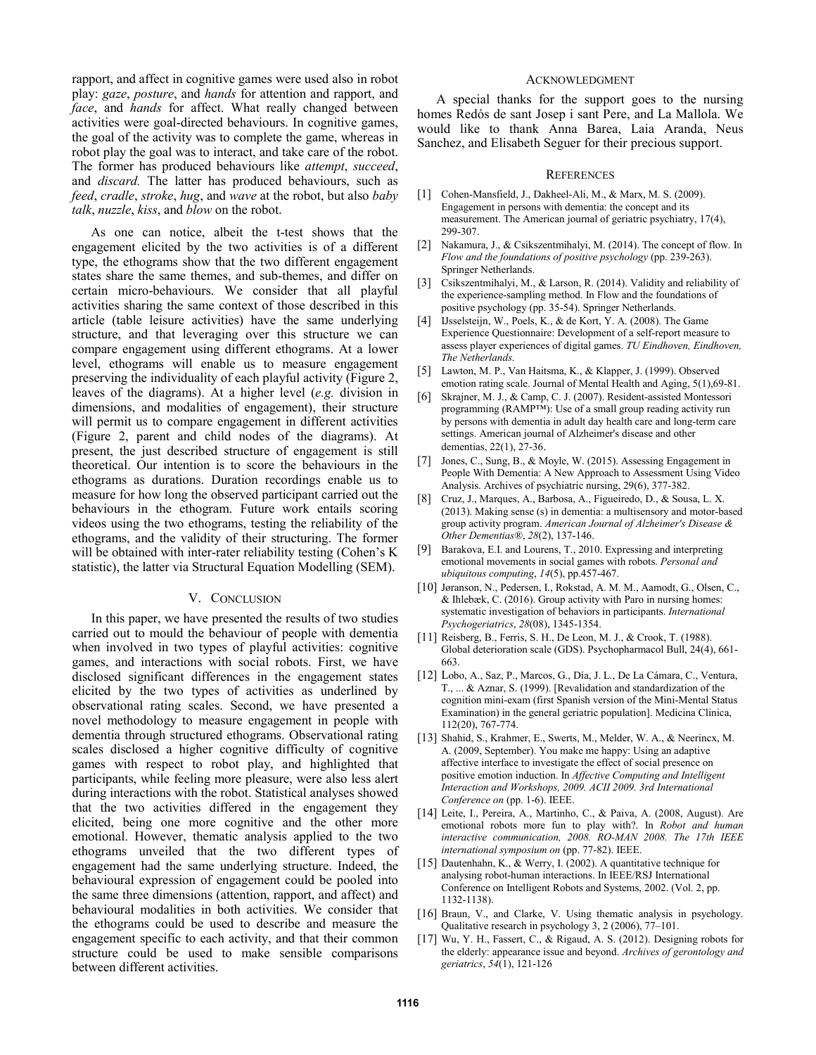rapport, and affect in cognitive games were used also in robot play: *gaze*, *posture*, and *hands* for attention and rapport, and *face*, and *hands* for affect. What really changed between activities were goal-directed behaviours. In cognitive games, the goal of the activity was to complete the game, whereas in robot play the goal was to interact, and take care of the robot. The former has produced behaviours like *attempt*, *succeed*, and *discard.* The latter has produced behaviours, such as *feed*, *cradle*, *stroke*, *hug*, and *wave* at the robot, but also *baby talk*, *nuzzle*, *kiss*, and *blow* on the robot.

As one can notice, albeit the t-test shows that the engagement elicited by the two activities is of a different type, the ethograms show that the two different engagement states share the same themes, and sub-themes, and differ on certain micro-behaviours. We consider that all playful activities sharing the same context of those described in this article (table leisure activities) have the same underlying structure, and that leveraging over this structure we can compare engagement using different ethograms. At a lower level, ethograms will enable us to measure engagement preserving the individuality of each playful activity (Figure 2, leaves of the diagrams). At a higher level (*e.g.* division in dimensions, and modalities of engagement), their structure will permit us to compare engagement in different activities (Figure 2, parent and child nodes of the diagrams). At present, the just described structure of engagement is still theoretical. Our intention is to score the behaviours in the ethograms as durations. Duration recordings enable us to measure for how long the observed participant carried out the behaviours in the ethogram. Future work entails scoring videos using the two ethograms, testing the reliability of the ethograms, and the validity of their structuring. The former will be obtained with inter-rater reliability testing (Cohen's K statistic), the latter via Structural Equation Modelling (SEM).

## V. Conclusion

In this paper, we have presented the results of two studies carried out to mould the behaviour of people with dementia when involved in two types of playful activities: cognitive games, and interactions with social robots. First, we have disclosed significant differences in the engagement states elicited by the two types of activities as underlined by observational rating scales. Second, we have presented a novel methodology to measure engagement in people with dementia through structured ethograms. Observational rating scales disclosed a higher cognitive difficulty of cognitive games with respect to robot play, and highlighted that participants, while feeling more pleasure, were also less alert during interactions with the robot. Statistical analyses showed that the two activities differed in the engagement they elicited, being one more cognitive and the other more emotional. However, thematic analysis applied to the two ethograms unveiled that the two different types of engagement had the same underlying structure. Indeed, the behavioural expression of engagement could be pooled into the same three dimensions (attention, rapport, and affect) and behavioural modalities in both activities. We consider that the ethograms could be used to describe and measure the engagement specific to each activity, and that their common structure could be used to make sensible comparisons between different activities.

## Acknowledgment

A special thanks for the support goes to the nursing homes Redós de sant Josep i sant Pere, and La Mallola. We would like to thank Anna Barea, Laia Aranda, Neus Sanchez, and Elisabeth Seguer for their precious support.

## References

[1] Cohen-Mansfield, J., Dakheel-Ali, M., & Marx, M. S. (2009). Engagement in persons with dementia: the concept and its measurement. The American journal of geriatric psychiatry, 17(4), 299-307.

[2] Nakamura, J., & Csikszentmihalyi, M. (2014). The concept of flow. In *Flow and the foundations of positive psychology* (pp. 239-263). Springer Netherlands.

[3] Csikszentmihalyi, M., & Larson, R. (2014). Validity and reliability of the experience-sampling method. In Flow and the foundations of positive psychology (pp. 35-54). Springer Netherlands.

[4] IJsselsteijn, W., Poels, K., & de Kort, Y. A. (2008). The Game Experience Questionnaire: Development of a self-report measure to assess player experiences of digital games. *TU Eindhoven, Eindhoven, The Netherlands*.

[5] Lawton, M. P., Van Haitsma, K., & Klapper, J. (1999). Observed emotion rating scale. Journal of Mental Health and Aging, 5(1),69-81.

[6] Skrajner, M. J., & Camp, C. J. (2007). Resident-assisted Montessori programming (RAMP™): Use of a small group reading activity run by persons with dementia in adult day health care and long-term care settings. American journal of Alzheimer's disease and other dementias, 22(1), 27-36.

[7] Jones, C., Sung, B., & Moyle, W. (2015). Assessing Engagement in People With Dementia: A New Approach to Assessment Using Video Analysis. Archives of psychiatric nursing, 29(6), 377-382.

[8] Cruz, J., Marques, A., Barbosa, A., Figueiredo, D., & Sousa, L. X. (2013). Making sense (s) in dementia: a multisensory and motor-based group activity program. *American Journal of Alzheimer's Disease & Other Dementias®*, *28*(2), 137-146.

[9] Barakova, E.I. and Lourens, T., 2010. Expressing and interpreting emotional movements in social games with robots. *Personal and ubiquitous computing*, *14*(5), pp.457-467.

[10] Jøranson, N., Pedersen, I., Rokstad, A. M. M., Aamodt, G., Olsen, C., & Ihlebæk, C. (2016). Group activity with Paro in nursing homes: systematic investigation of behaviors in participants. *International Psychogeriatrics*, *28*(08), 1345-1354.

[11] Reisberg, B., Ferris, S. H., De Leon, M. J., & Crook, T. (1988). Global deterioration scale (GDS). Psychopharmacol Bull, 24(4), 661-663.

[12] Lobo, A., Saz, P., Marcos, G., Día, J. L., De La Cámara, C., Ventura, T., ... & Aznar, S. (1999). [Revalidation and standardization of the cognition mini-exam (first Spanish version of the Mini-Mental Status Examination) in the general geriatric population]. Medicina Clinica, 112(20), 767-774.

[13] Shahid, S., Krahmer, E., Swerts, M., Melder, W. A., & Neerincx, M. A. (2009, September). You make me happy: Using an adaptive affective interface to investigate the effect of social presence on positive emotion induction. In *Affective Computing and Intelligent Interaction and Workshops, 2009. ACII 2009. 3rd International Conference on* (pp. 1-6). IEEE.

[14] Leite, I., Pereira, A., Martinho, C., & Paiva, A. (2008, August). Are emotional robots more fun to play with?. In *Robot and human interactive communication, 2008. RO-MAN 2008. The 17th IEEE international symposium on* (pp. 77-82). IEEE.

[15] Dautenhahn, K., & Werry, I. (2002). A quantitative technique for analysing robot-human interactions. In IEEE/RSJ International Conference on Intelligent Robots and Systems, 2002. (Vol. 2, pp. 1132-1138).

[16] Braun, V., and Clarke, V. Using thematic analysis in psychology. Qualitative research in psychology 3, 2 (2006), 77–101.

[17] Wu, Y. H., Fassert, C., & Rigaud, A. S. (2012). Designing robots for the elderly: appearance issue and beyond. *Archives of gerontology and geriatrics*, *54*(1), 121-126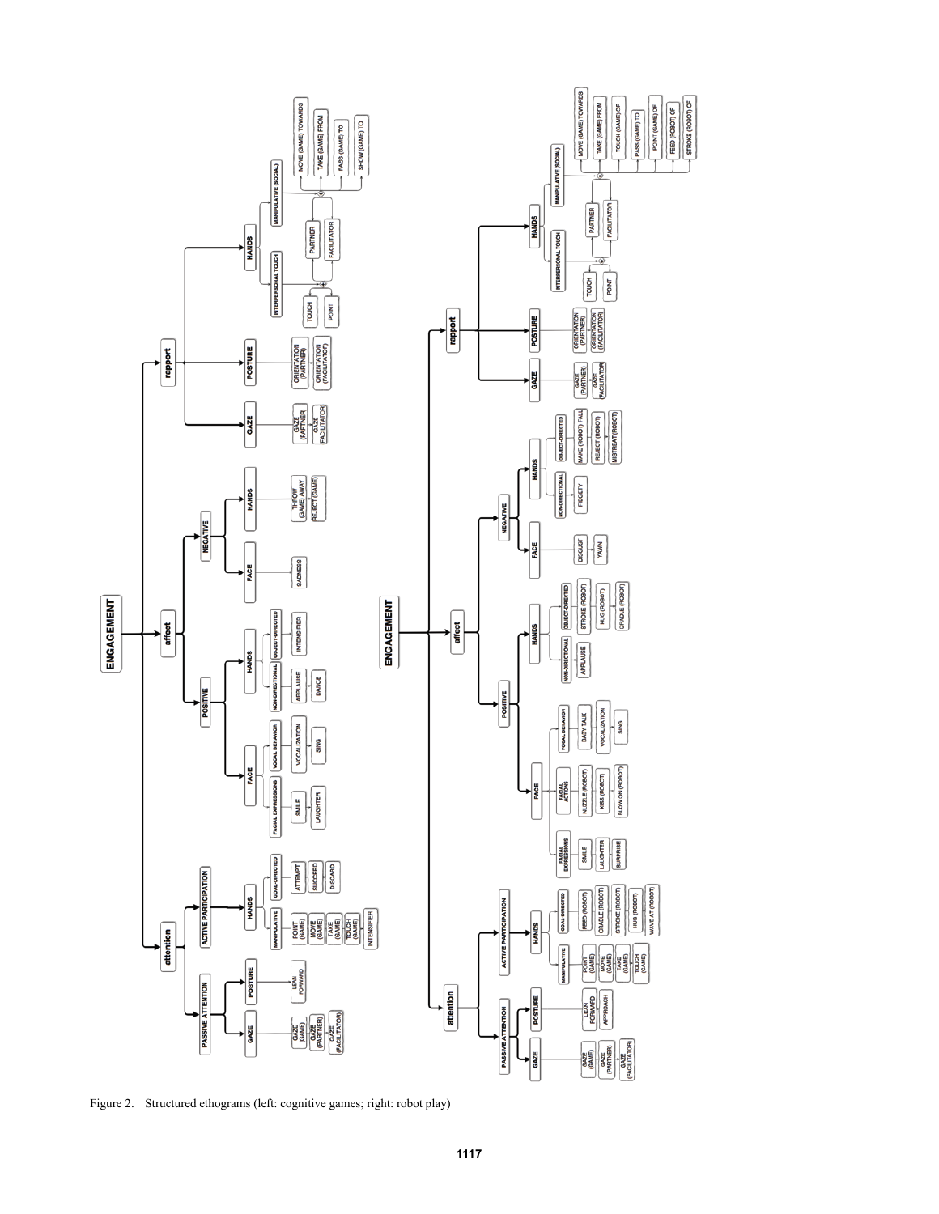ENGAGEMENT

attention

PASSIVE ATTENTION

GAZE

GAZE (GAME)

GAZE (PARTNER)

GAZE (FACILITATOR)

POSTURE

LEAN FORWARD

ACTIVE PARTICIPATION

HANDS

MANIPULATIVE

POINT (GAME)

MOVE (GAME)

TAKE (GAME)

TOUCH (GAME)

INTENSIFIER

GOAL-DIRECTED

ATTEMPT

SUCCEED

DISCARD

affect

POSITIVE

FACE

FACIAL EXPRESSIONS

SMILE

LAUGHTER

VOCAL BEHAVIOR

VOCALIZATION

SING

HANDS

NON-DIRECTIONAL

APPLAUSE

DANCE

OBJECT-DIRECTED

INTENSIFIER

NEGATIVE

FACE

SADNESS

HANDS

THROW (GAME) AWAY

REJECT (GAME)

rapport

GAZE

GAZE (PARTNER)

GAZE (FACILITATOR)

POSTURE

ORIENTATION (PARTNER)

ORIENTATION (FACILITATOR)

HANDS

INTERPERSONAL TOUCH

TOUCH

POINT

PARTNER

FACILITATOR

MANIPULATIVE (SOCIAL)

MOVE (GAME) TOWARDS

TAKE (GAME) FROM

PASS (GAME) TO

SHOW (GAME) TO

ENGAGEMENT

attention

PASSIVE ATTENTION

GAZE

GAZE (GAME)

GAZE (PARTNER)

GAZE (FACILITATOR)

POSTURE

LEAN FORWARD

APPROACH

ACTIVE PARTICIPATION

HANDS

MANIPULATIVE

POINT (GAME)

MOVE (GAME)

TAKE (GAME)

TOUCH (GAME)

GOAL-DIRECTED

FEED (ROBOT)

CRADLE (ROBOT)

STROKE (ROBOT)

HUG (ROBOT)

WAVE AT (ROBOT)

affect

POSITIVE

FACE

FACIAL EXPRESSIONS

SMILE

LAUGHTER

SURPRISE

FACIAL ACTIONS

NUZZLE (ROBOT)

KISS (ROBOT)

BLOW ON (ROBOT)

VOCAL BEHAVIOR

BABY TALK

VOCALIZATION

SING

HANDS

NON-DIRECTIONAL

APPLAUSE

OBJECT-DIRECTED

STROKE (ROBOT)

HUG (ROBOT)

CRADLE (ROBOT)

NEGATIVE

FACE

DISGUST

YAWN

HANDS

NON-DIRECTIONAL

FIDGETY

OBJECT-DIRECTED

MAKE (ROBOT) FALL

REJECT (ROBOT)

MISTREAT (ROBOT)

rapport

GAZE

GAZE (PARTNER)

GAZE (FACILITATOR)

POSTURE

ORIENTATION (PARTNER)

ORIENTATION (FACILITATOR)

HANDS

INTERPERSONAL TOUCH

TOUCH

POINT

PARTNER

FACILITATOR

MANIPULATIVE (SOCIAL)

MOVE (GAME) TOWARDS

TAKE (GAME) FROM

TOUCH (GAME) OF

PASS (GAME) TO

POINT (GAME) OF

FEED (ROBOT) OF

STROKE (ROBOT) OF

Figure 2. Structured ethograms (left: cognitive games; right: robot play)